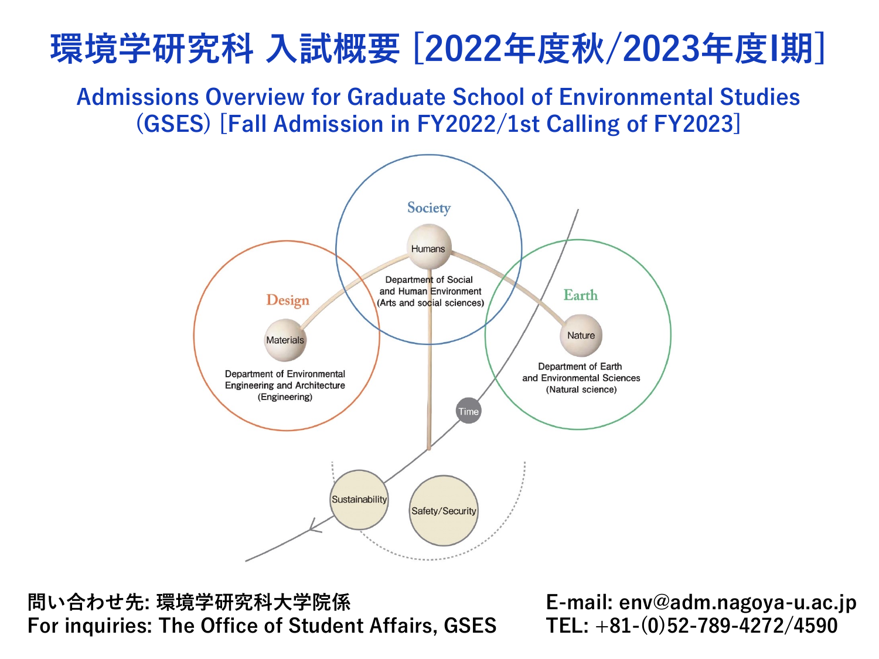# 環境学研究科 入試概要 [2022年度秋/2023年度I期]

## Admissions Overview for Graduate School of Environmental Studies (GSES) [Fall Admission in FY2022/1st Calling of FY2023]

Society

Humans

Department of Social and Human Environment (Arts and social sciences)

Design

Materials

Department of Environmental Engineering and Architecture (Engineering)

Earth

Nature

Department of Earth and Environmental Sciences (Natural science)

Time

Sustainability

Safety/Security

問い合わせ先: 環境学研究科大学院係
For inquiries: The Office of Student Affairs, GSES

E-mail: env@adm.nagoya-u.ac.jp
TEL: +81-(0)52-789-4272/4590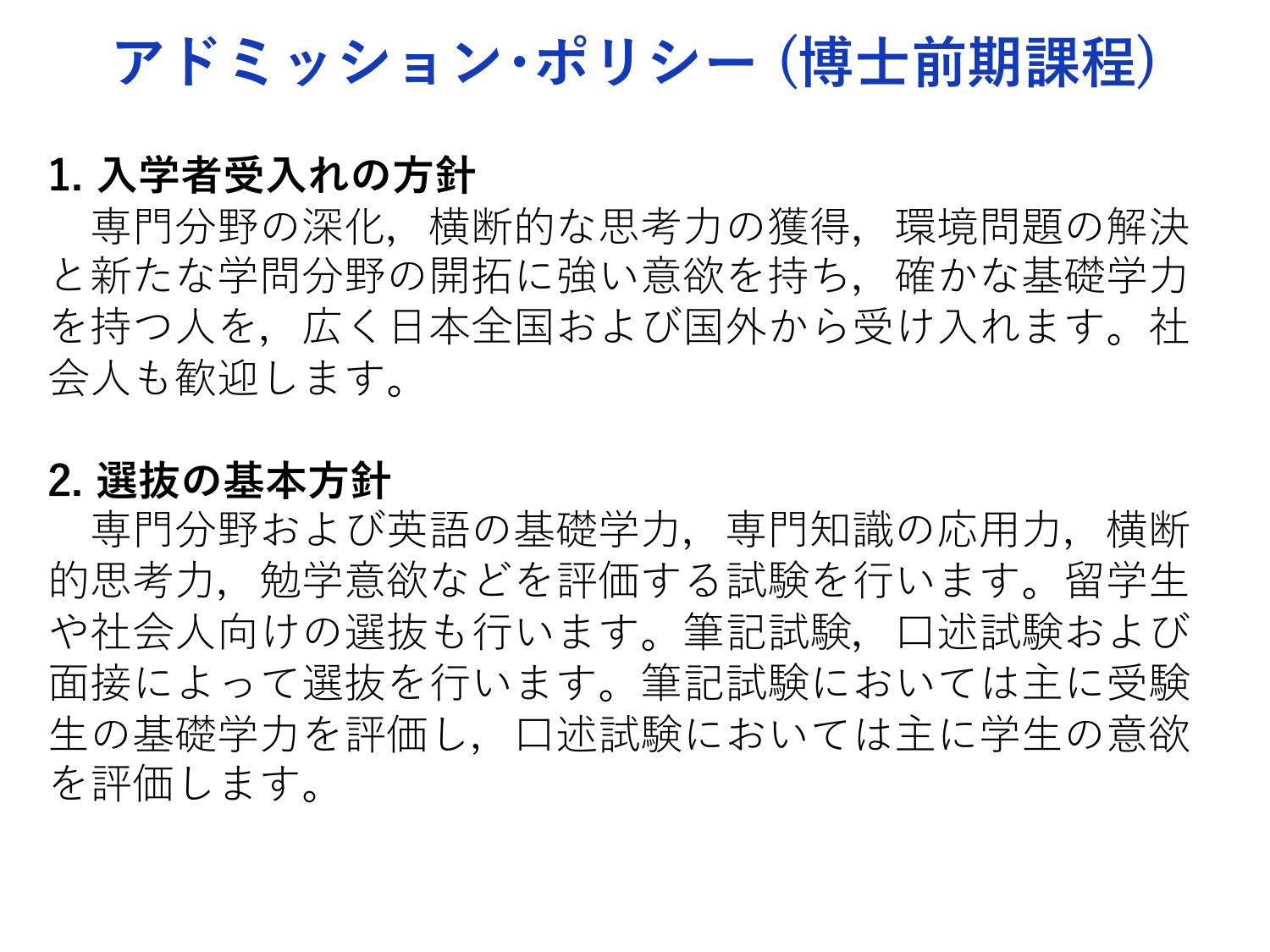# アドミッション･ポリシー（博士前期課程）

## 1. 入学者受入れの方針

専門分野の深化，横断的な思考力の獲得，環境問題の解決と新たな学問分野の開拓に強い意欲を持ち，確かな基礎学力を持つ人を，広く日本全国および国外から受け入れます。社会人も歓迎します。

## 2. 選抜の基本方針

専門分野および英語の基礎学力，専門知識の応用力，横断的思考力，勉学意欲などを評価する試験を行います。留学生や社会人向けの選抜も行います。筆記試験，口述試験および面接によって選抜を行います。筆記試験においては主に受験生の基礎学力を評価し，口述試験においては主に学生の意欲を評価します。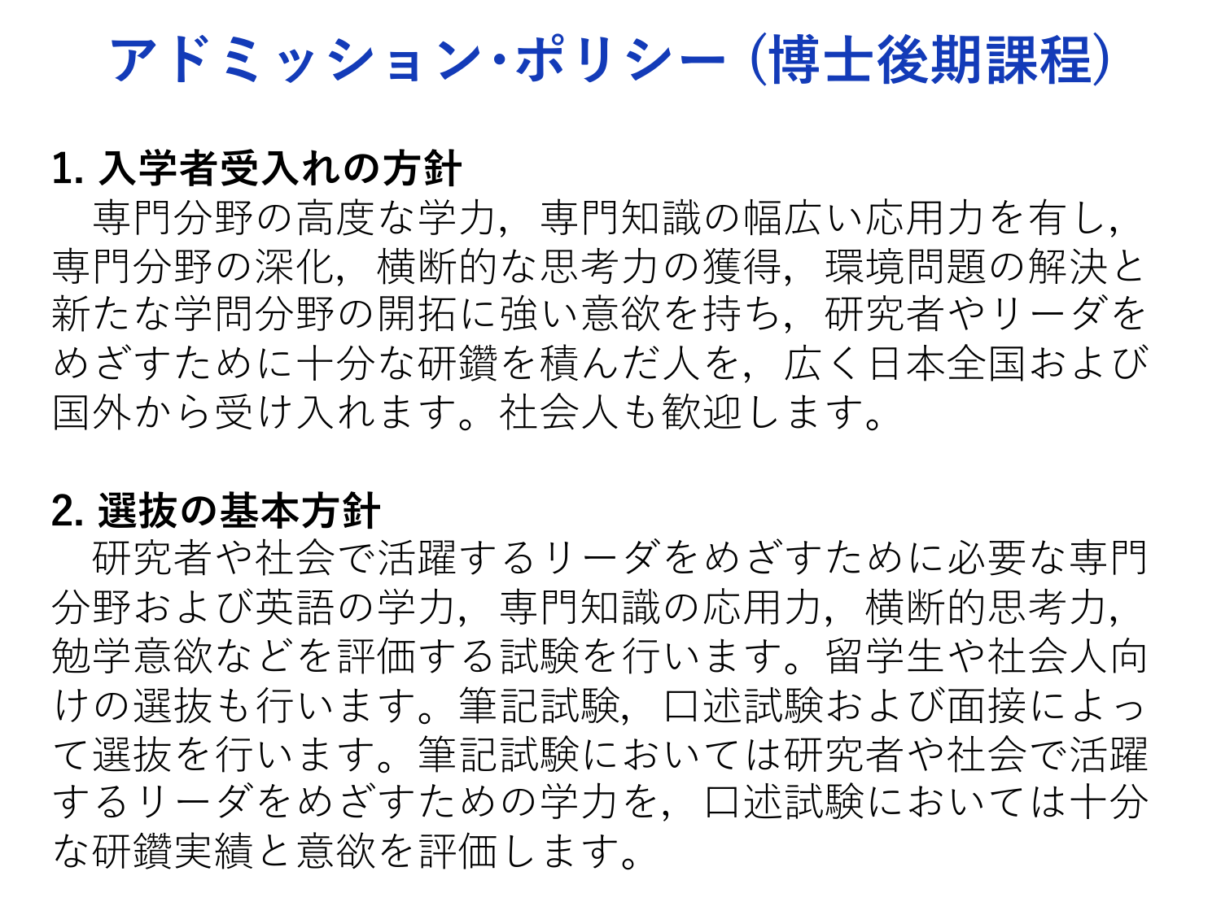# アドミッション・ポリシー（博士後期課程）

## 1. 入学者受入れの方針

　専門分野の高度な学力，専門知識の幅広い応用力を有し，専門分野の深化，横断的な思考力の獲得，環境問題の解決と新たな学問分野の開拓に強い意欲を持ち，研究者やリーダをめざすために十分な研鑽を積んだ人を，広く日本全国および国外から受け入れます。社会人も歓迎します。

## 2. 選抜の基本方針

　研究者や社会で活躍するリーダをめざすために必要な専門分野および英語の学力，専門知識の応用力，横断的思考力，勉学意欲などを評価する試験を行います。留学生や社会人向けの選抜も行います。筆記試験，口述試験および面接によって選抜を行います。筆記試験においては研究者や社会で活躍するリーダをめざすための学力を，口述試験においては十分な研鑽実績と意欲を評価します。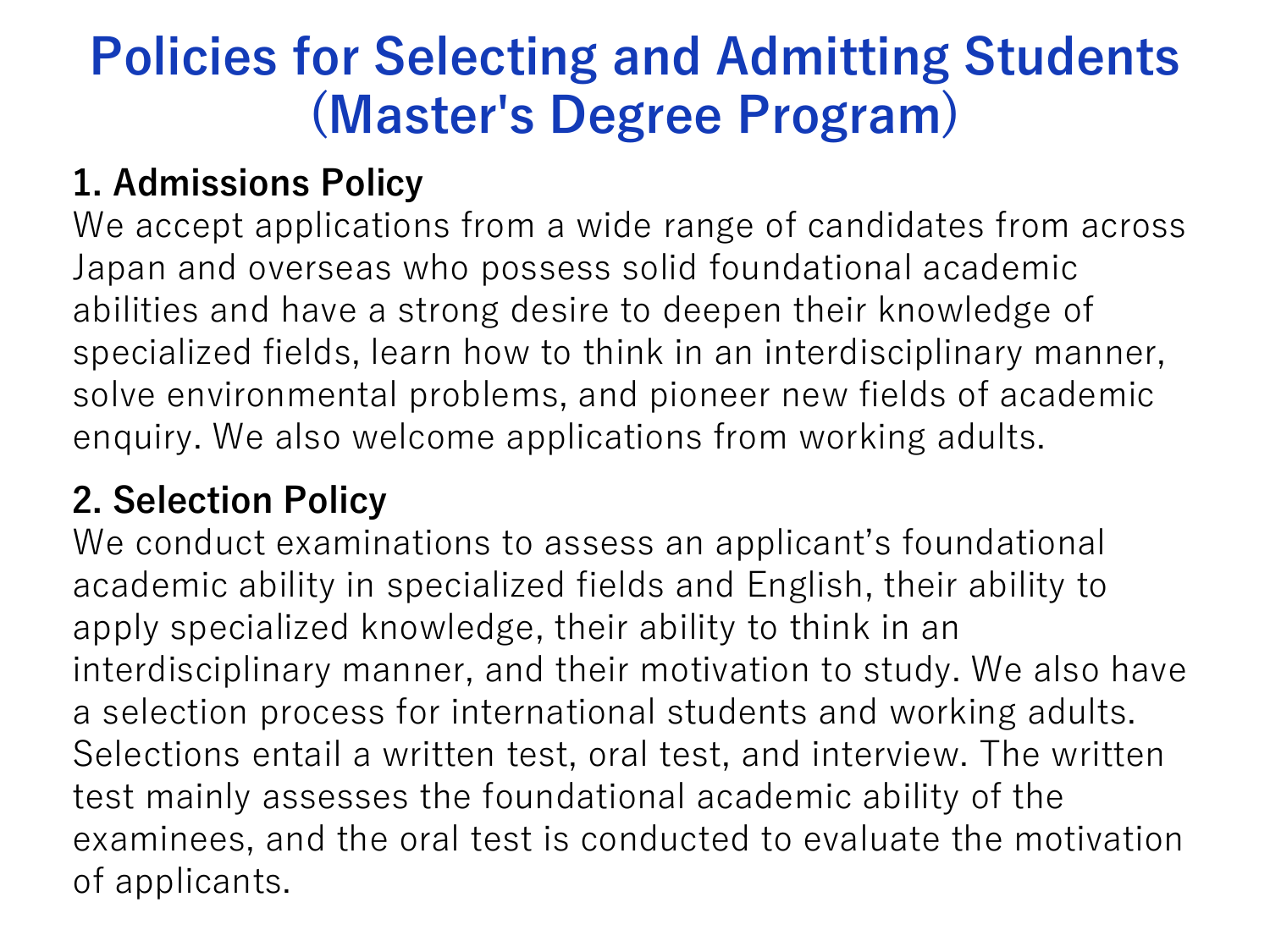# Policies for Selecting and Admitting Students (Master's Degree Program)

## 1. Admissions Policy

We accept applications from a wide range of candidates from across Japan and overseas who possess solid foundational academic abilities and have a strong desire to deepen their knowledge of specialized fields, learn how to think in an interdisciplinary manner, solve environmental problems, and pioneer new fields of academic enquiry. We also welcome applications from working adults.

## 2. Selection Policy

We conduct examinations to assess an applicant's foundational academic ability in specialized fields and English, their ability to apply specialized knowledge, their ability to think in an interdisciplinary manner, and their motivation to study. We also have a selection process for international students and working adults. Selections entail a written test, oral test, and interview. The written test mainly assesses the foundational academic ability of the examinees, and the oral test is conducted to evaluate the motivation of applicants.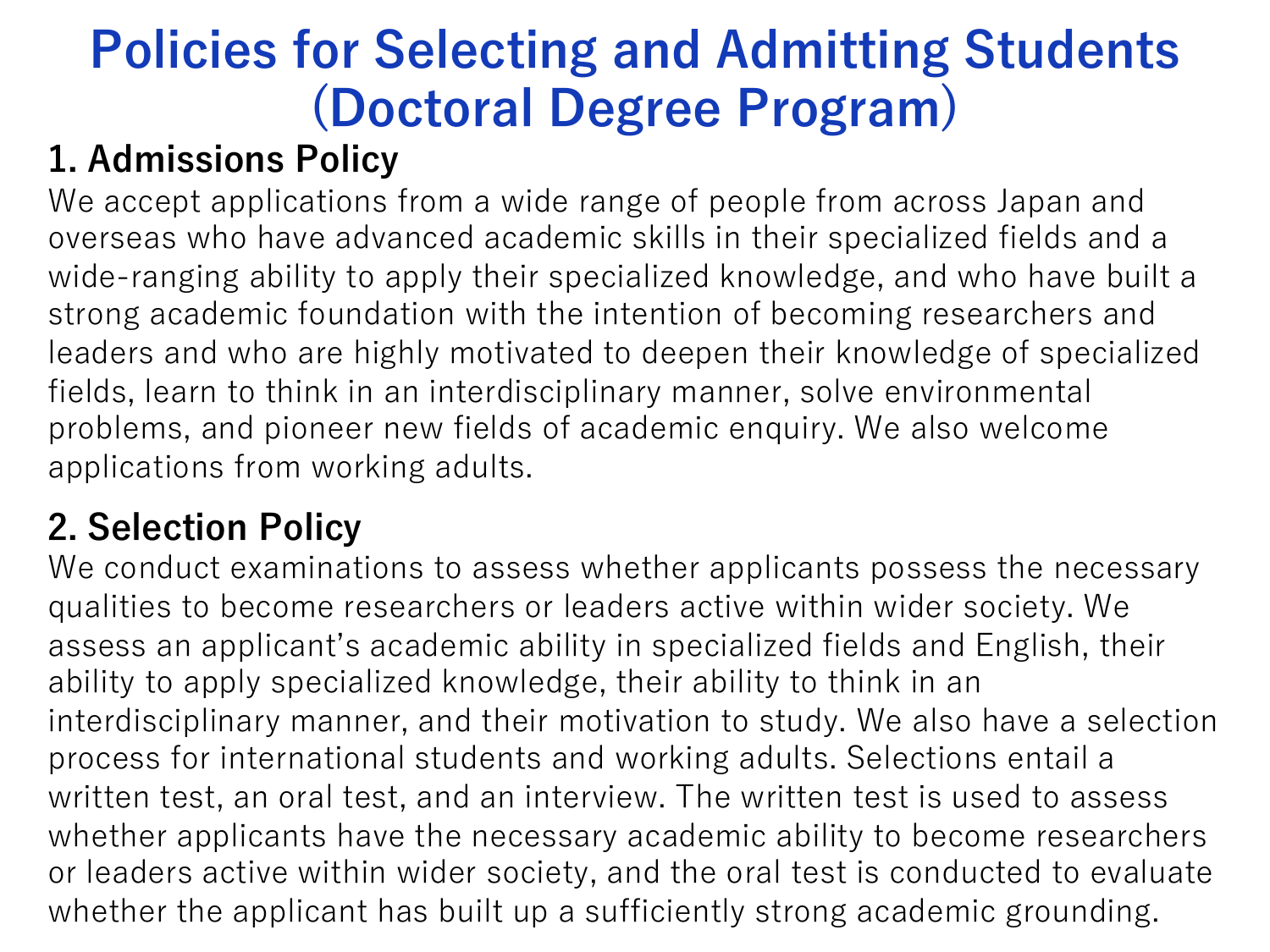# Policies for Selecting and Admitting Students (Doctoral Degree Program)

## 1. Admissions Policy

We accept applications from a wide range of people from across Japan and overseas who have advanced academic skills in their specialized fields and a wide-ranging ability to apply their specialized knowledge, and who have built a strong academic foundation with the intention of becoming researchers and leaders and who are highly motivated to deepen their knowledge of specialized fields, learn to think in an interdisciplinary manner, solve environmental problems, and pioneer new fields of academic enquiry. We also welcome applications from working adults.

## 2. Selection Policy

We conduct examinations to assess whether applicants possess the necessary qualities to become researchers or leaders active within wider society. We assess an applicant's academic ability in specialized fields and English, their ability to apply specialized knowledge, their ability to think in an interdisciplinary manner, and their motivation to study. We also have a selection process for international students and working adults. Selections entail a written test, an oral test, and an interview. The written test is used to assess whether applicants have the necessary academic ability to become researchers or leaders active within wider society, and the oral test is conducted to evaluate whether the applicant has built up a sufficiently strong academic grounding.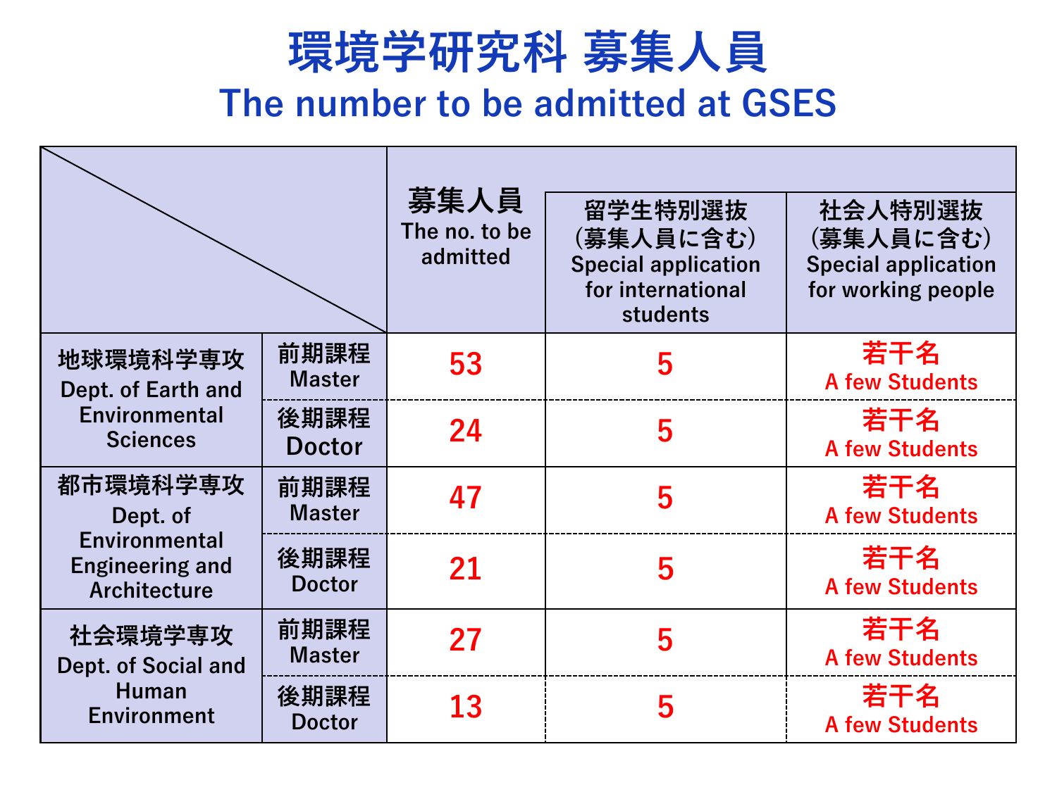# 環境学研究科 募集人員

## The number to be admitted at GSES

| | | 募集人員 The no. to be admitted | 留学生特別選抜（募集人員に含む） Special application for international students | 社会人特別選抜（募集人員に含む） Special application for working people |
|---|---|---|---|---|
| 地球環境科学専攻 Dept. of Earth and Environmental Sciences | 前期課程 Master | 53 | 5 | 若干名 A few Students |
| | 後期課程 Doctor | 24 | 5 | 若干名 A few Students |
| 都市環境科学専攻 Dept. of Environmental Engineering and Architecture | 前期課程 Master | 47 | 5 | 若干名 A few Students |
| | 後期課程 Doctor | 21 | 5 | 若干名 A few Students |
| 社会環境学専攻 Dept. of Social and Human Environment | 前期課程 Master | 27 | 5 | 若干名 A few Students |
| | 後期課程 Doctor | 13 | 5 | 若干名 A few Students |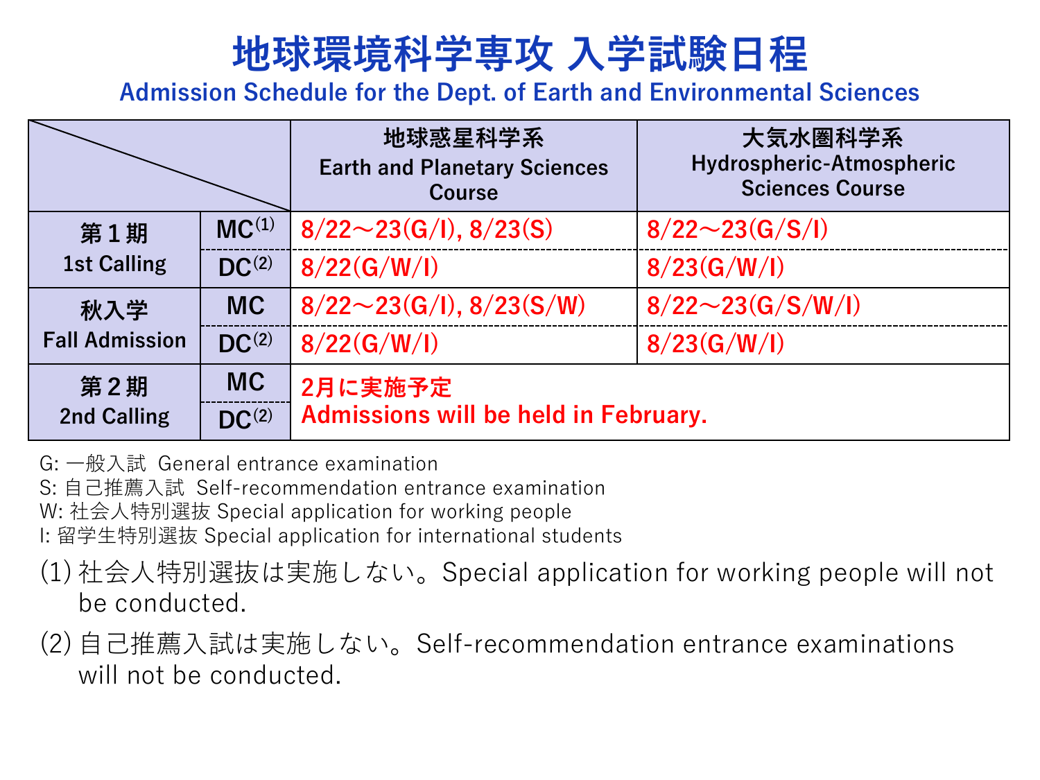# 地球環境科学専攻 入学試験日程

## Admission Schedule for the Dept. of Earth and Environmental Sciences

| | | 地球惑星科学系 Earth and Planetary Sciences Course | 大気水圏科学系 Hydrospheric-Atmospheric Sciences Course |
|---|---|---|---|
| 第１期 1st Calling | MC(1) | 8/22～23(G/I), 8/23(S) | 8/22～23(G/S/I) |
| | DC(2) | 8/22(G/W/I) | 8/23(G/W/I) |
| 秋入学 Fall Admission | MC | 8/22～23(G/I), 8/23(S/W) | 8/22～23(G/S/W/I) |
| | DC(2) | 8/22(G/W/I) | 8/23(G/W/I) |
| 第２期 2nd Calling | MC | 2月に実施予定 Admissions will be held in February. | |
| | DC(2) | | |

G: 一般入試 General entrance examination
S: 自己推薦入試 Self-recommendation entrance examination
W: 社会人特別選抜 Special application for working people
I: 留学生特別選抜 Special application for international students

(1) 社会人特別選抜は実施しない。Special application for working people will not be conducted.

(2) 自己推薦入試は実施しない。Self-recommendation entrance examinations will not be conducted.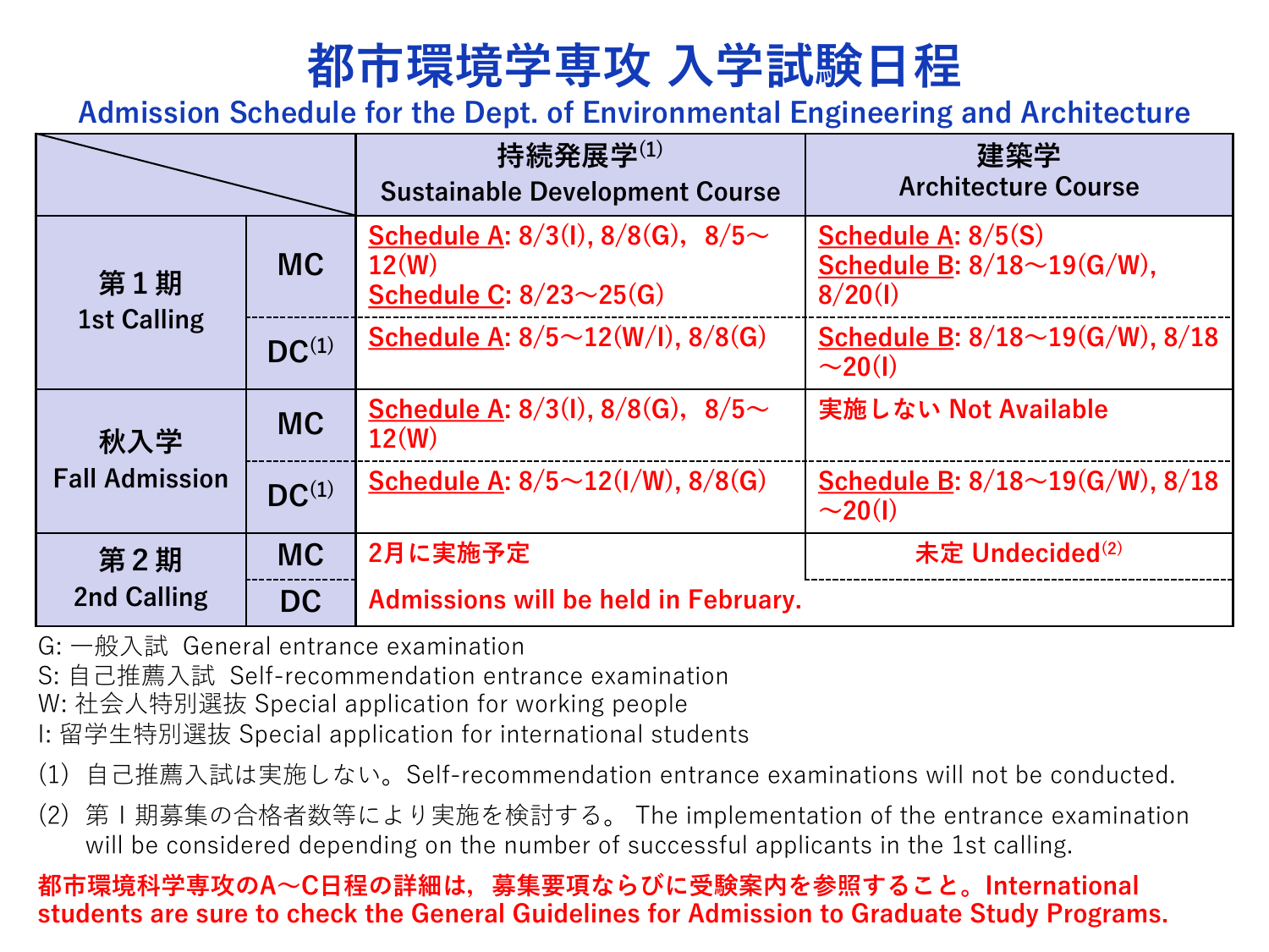# 都市環境学専攻 入学試験日程

## Admission Schedule for the Dept. of Environmental Engineering and Architecture

| | | 持続発展学[1] Sustainable Development Course | 建築学 Architecture Course |
|---|---|---|---|
| 第１期 1st Calling | MC | Schedule A: 8/3(I), 8/8(G), 8/5～12(W) Schedule C: 8/23～25(G) | Schedule A: 8/5(S) Schedule B: 8/18～19(G/W), 8/20(I) |
| | DC[1] | Schedule A: 8/5～12(W/I), 8/8(G) | Schedule B: 8/18～19(G/W), 8/18～20(I) |
| 秋入学 Fall Admission | MC | Schedule A: 8/3(I), 8/8(G), 8/5～12(W) | 実施しない Not Available |
| | DC[1] | Schedule A: 8/5～12(I/W), 8/8(G) | Schedule B: 8/18～19(G/W), 8/18～20(I) |
| 第２期 2nd Calling | MC | 2月に実施予定 Admissions will be held in February. | 未定 Undecided[2] |
| | DC | 2月に実施予定 Admissions will be held in February. | 2月に実施予定 Admissions will be held in February. |

G: 一般入試 General entrance examination
S: 自己推薦入試 Self-recommendation entrance examination
W: 社会人特別選抜 Special application for working people
I: 留学生特別選抜 Special application for international students

(1) 自己推薦入試は実施しない。Self-recommendation entrance examinations will not be conducted.

(2) 第Ｉ期募集の合格者数等により実施を検討する。 The implementation of the entrance examination will be considered depending on the number of successful applicants in the 1st calling.

**都市環境科学専攻のA～C日程の詳細は，募集要項ならびに受験案内を参照すること。International students are sure to check the General Guidelines for Admission to Graduate Study Programs.**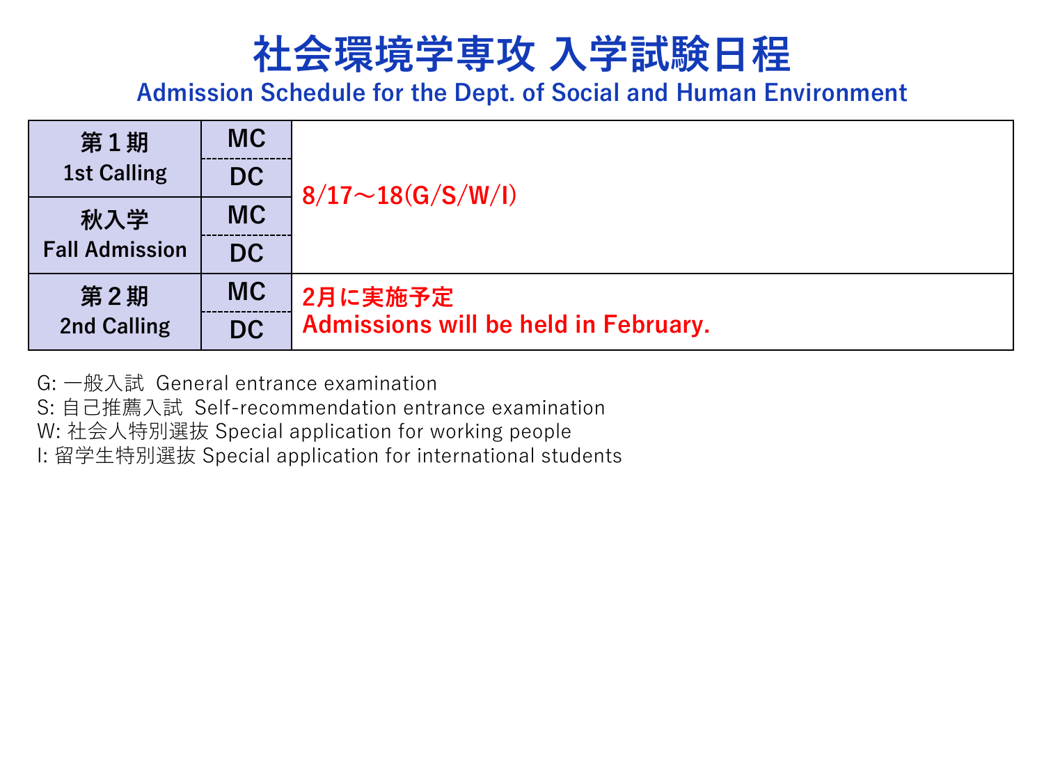# 社会環境学専攻 入学試験日程

## Admission Schedule for the Dept. of Social and Human Environment

| | | |
|---|---|---|
| 第１期 1st Calling | MC | 8/17～18(G/S/W/I) |
| | DC | |
| 秋入学 Fall Admission | MC | |
| | DC | |
| 第２期 2nd Calling | MC | 2月に実施予定 Admissions will be held in February. |
| | DC | |

G: 一般入試 General entrance examination
S: 自己推薦入試 Self-recommendation entrance examination
W: 社会人特別選抜 Special application for working people
I: 留学生特別選抜 Special application for international students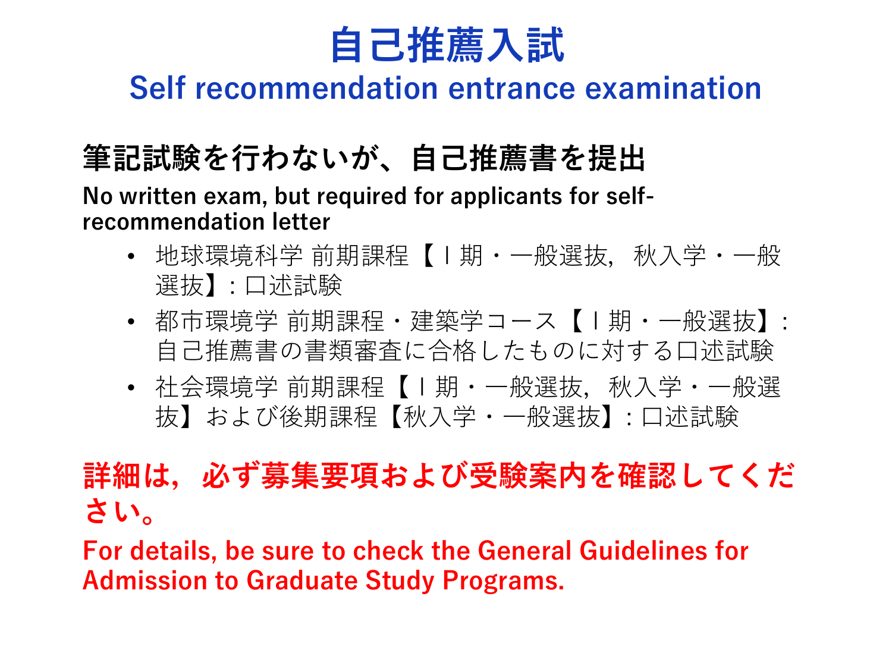# 自己推薦入試

## Self recommendation entrance examination

### 筆記試験を行わないが、自己推薦書を提出

**No written exam, but required for applicants for self-recommendation letter**

- 地球環境科学 前期課程【Ｉ期・一般選抜，秋入学・一般選抜】：口述試験
- 都市環境学 前期課程・建築学コース【Ｉ期・一般選抜】：自己推薦書の書類審査に合格したものに対する口述試験
- 社会環境学 前期課程【Ｉ期・一般選抜，秋入学・一般選抜】および後期課程【秋入学・一般選抜】：口述試験

**詳細は，必ず募集要項および受験案内を確認してください。**

**For details, be sure to check the General Guidelines for Admission to Graduate Study Programs.**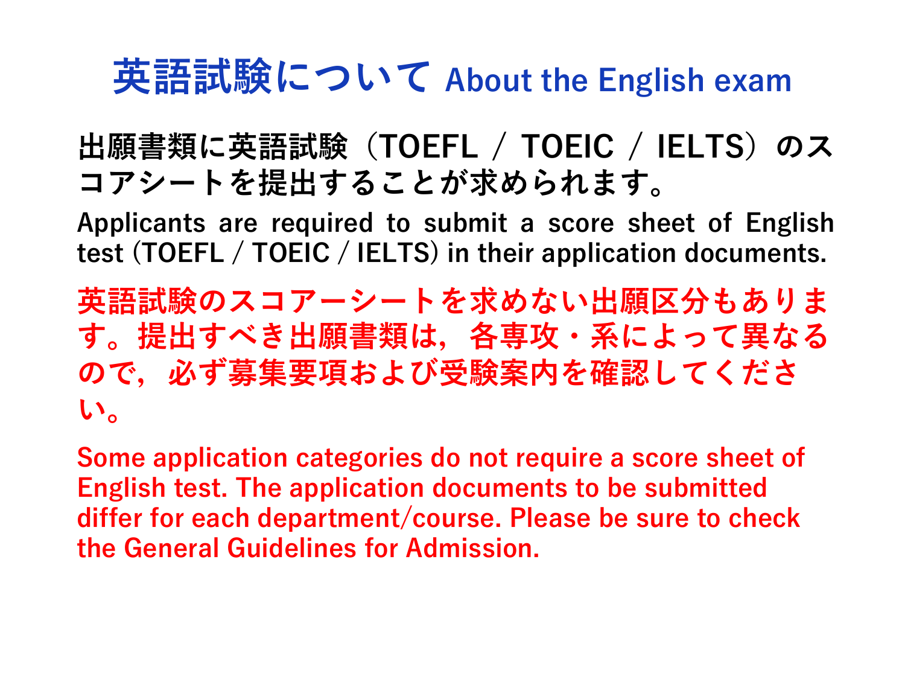# 英語試験について About the English exam

**出願書類に英語試験（TOEFL / TOEIC / IELTS）のスコアシートを提出することが求められます。**

**Applicants are required to submit a score sheet of English test (TOEFL / TOEIC / IELTS) in their application documents.**

**英語試験のスコアーシートを求めない出願区分もあります。提出すべき出願書類は，各専攻・系によって異なるので，必ず募集要項および受験案内を確認してください。**

**Some application categories do not require a score sheet of English test. The application documents to be submitted differ for each department/course. Please be sure to check the General Guidelines for Admission.**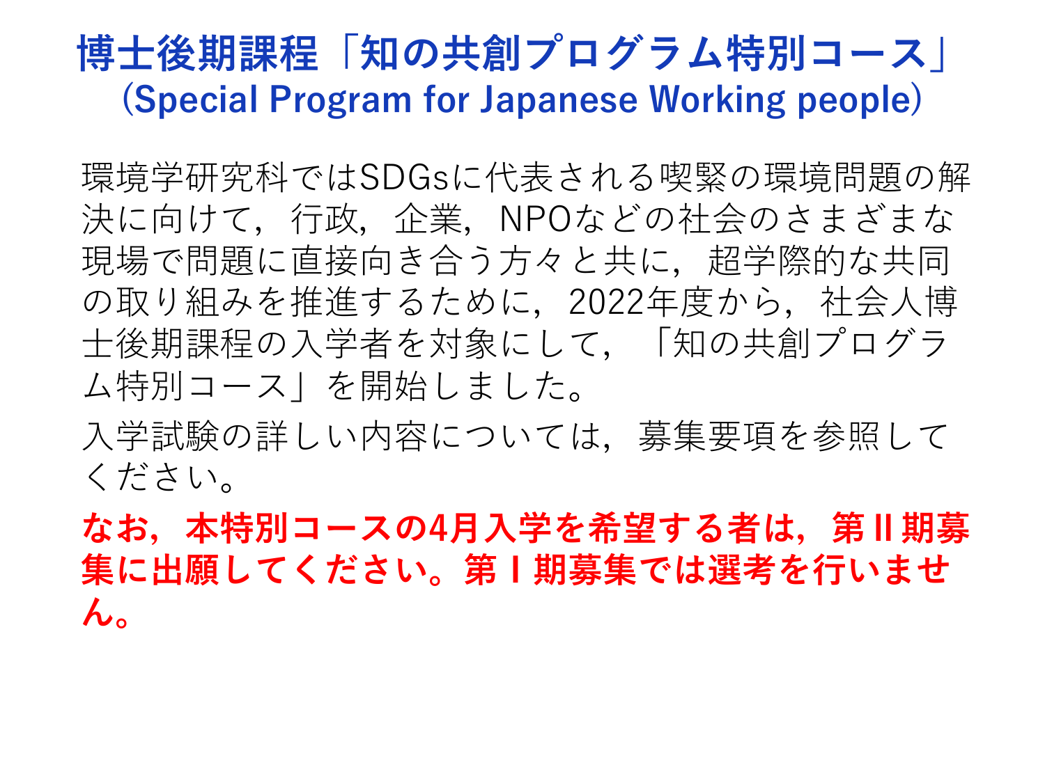# 博士後期課程「知の共創プログラム特別コース」
## (Special Program for Japanese Working people)

環境学研究科ではSDGsに代表される喫緊の環境問題の解決に向けて，行政，企業，NPOなどの社会のさまざまな現場で問題に直接向き合う方々と共に，超学際的な共同の取り組みを推進するために，2022年度から，社会人博士後期課程の入学者を対象にして，「知の共創プログラム特別コース」を開始しました。

入学試験の詳しい内容については，募集要項を参照してください。

**なお，本特別コースの4月入学を希望する者は，第Ⅱ期募集に出願してください。第Ⅰ期募集では選考を行いません。**